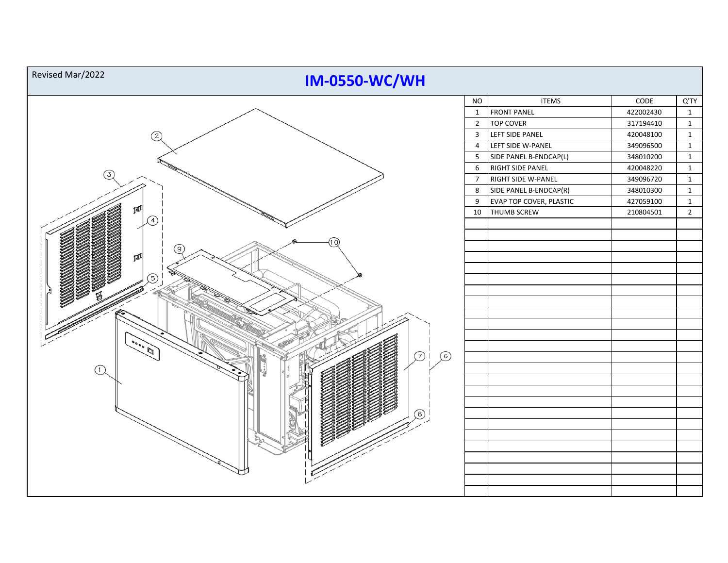Revised Mar/2022

# IM-0550-WC/WH

| NO | ITEMS | CODE | Q'TY |
|---|---|---|---|
| 1 | FRONT PANEL | 422002430 | 1 |
| 2 | TOP COVER | 317194410 | 1 |
| 3 | LEFT SIDE PANEL | 420048100 | 1 |
| 4 | LEFT SIDE W-PANEL | 349096500 | 1 |
| 5 | SIDE PANEL B-ENDCAP(L) | 348010200 | 1 |
| 6 | RIGHT SIDE PANEL | 420048220 | 1 |
| 7 | RIGHT SIDE W-PANEL | 349096720 | 1 |
| 8 | SIDE PANEL B-ENDCAP(R) | 348010300 | 1 |
| 9 | EVAP TOP COVER, PLASTIC | 427059100 | 1 |
| 10 | THUMB SCREW | 210804501 | 2 |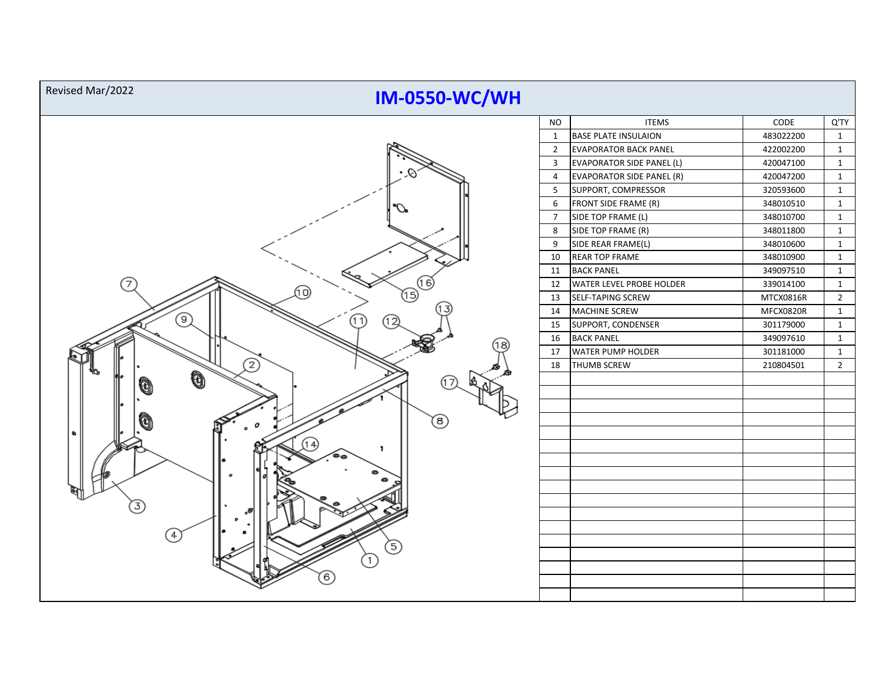Revised Mar/2022

# IM-0550-WC/WH

| NO | ITEMS | CODE | Q'TY |
|---|---|---|---|
| 1 | BASE PLATE INSULAION | 483022200 | 1 |
| 2 | EVAPORATOR BACK PANEL | 422002200 | 1 |
| 3 | EVAPORATOR SIDE PANEL (L) | 420047100 | 1 |
| 4 | EVAPORATOR SIDE PANEL (R) | 420047200 | 1 |
| 5 | SUPPORT, COMPRESSOR | 320593600 | 1 |
| 6 | FRONT SIDE FRAME (R) | 348010510 | 1 |
| 7 | SIDE TOP FRAME (L) | 348010700 | 1 |
| 8 | SIDE TOP FRAME (R) | 348011800 | 1 |
| 9 | SIDE REAR FRAME(L) | 348010600 | 1 |
| 10 | REAR TOP FRAME | 348010900 | 1 |
| 11 | BACK PANEL | 349097510 | 1 |
| 12 | WATER LEVEL PROBE HOLDER | 339014100 | 1 |
| 13 | SELF-TAPING SCREW | MTCX0816R | 2 |
| 14 | MACHINE SCREW | MFCX0820R | 1 |
| 15 | SUPPORT, CONDENSER | 301179000 | 1 |
| 16 | BACK PANEL | 349097610 | 1 |
| 17 | WATER PUMP HOLDER | 301181000 | 1 |
| 18 | THUMB SCREW | 210804501 | 2 |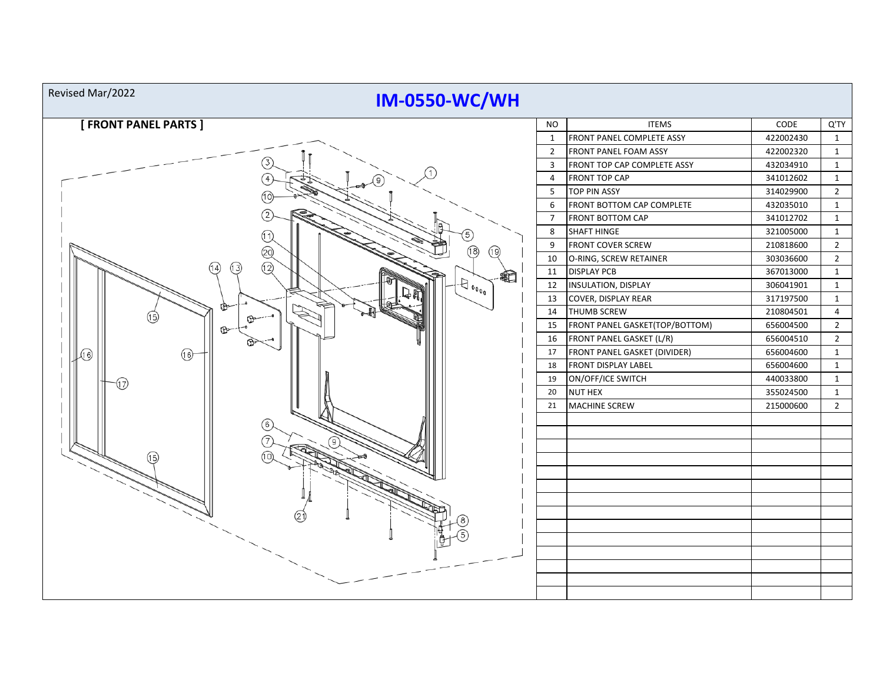Revised Mar/2022

# IM-0550-WC/WH

## [ FRONT PANEL PARTS ]

| NO | ITEMS | CODE | Q'TY |
|---|---|---|---|
| 1 | FRONT PANEL COMPLETE ASSY | 422002430 | 1 |
| 2 | FRONT PANEL FOAM ASSY | 422002320 | 1 |
| 3 | FRONT TOP CAP COMPLETE ASSY | 432034910 | 1 |
| 4 | FRONT TOP CAP | 341012602 | 1 |
| 5 | TOP PIN ASSY | 314029900 | 2 |
| 6 | FRONT BOTTOM CAP COMPLETE | 432035010 | 1 |
| 7 | FRONT BOTTOM CAP | 341012702 | 1 |
| 8 | SHAFT HINGE | 321005000 | 1 |
| 9 | FRONT COVER SCREW | 210818600 | 2 |
| 10 | O-RING, SCREW RETAINER | 303036600 | 2 |
| 11 | DISPLAY PCB | 367013000 | 1 |
| 12 | INSULATION, DISPLAY | 306041901 | 1 |
| 13 | COVER, DISPLAY REAR | 317197500 | 1 |
| 14 | THUMB SCREW | 210804501 | 4 |
| 15 | FRONT PANEL GASKET(TOP/BOTTOM) | 656004500 | 2 |
| 16 | FRONT PANEL GASKET (L/R) | 656004510 | 2 |
| 17 | FRONT PANEL GASKET (DIVIDER) | 656004600 | 1 |
| 18 | FRONT DISPLAY LABEL | 656004600 | 1 |
| 19 | ON/OFF/ICE SWITCH | 440033800 | 1 |
| 20 | NUT HEX | 355024500 | 1 |
| 21 | MACHINE SCREW | 215000600 | 2 |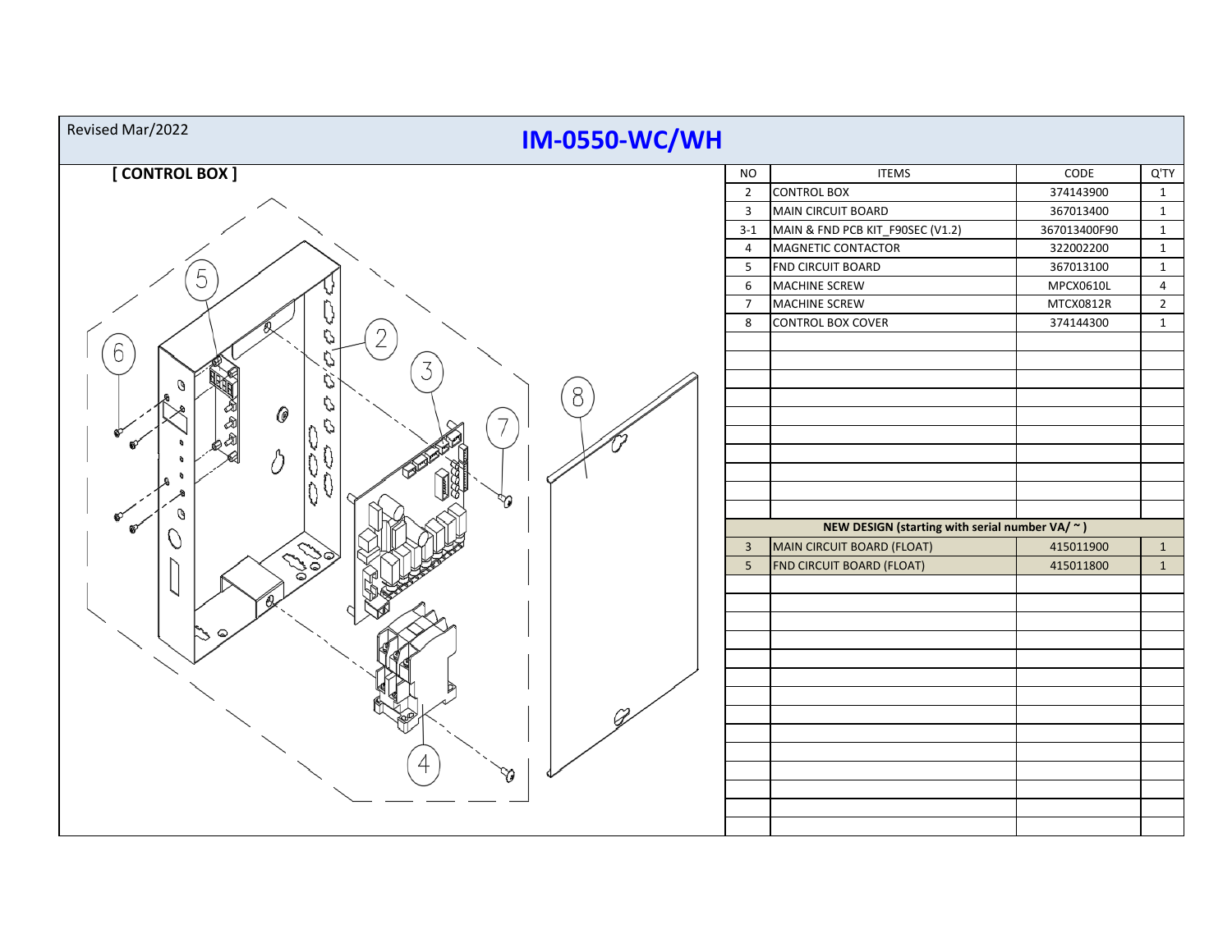Revised Mar/2022

# IM-0550-WC/WH

## [ CONTROL BOX ]

| NO | ITEMS | CODE | Q'TY |
|---|---|---|---|
| 2 | CONTROL BOX | 374143900 | 1 |
| 3 | MAIN CIRCUIT BOARD | 367013400 | 1 |
| 3-1 | MAIN & FND PCB KIT_F90SEC (V1.2) | 367013400F90 | 1 |
| 4 | MAGNETIC CONTACTOR | 322002200 | 1 |
| 5 | FND CIRCUIT BOARD | 367013100 | 1 |
| 6 | MACHINE SCREW | MPCX0610L | 4 |
| 7 | MACHINE SCREW | MTCX0812R | 2 |
| 8 | CONTROL BOX COVER | 374144300 | 1 |
| | **NEW DESIGN (starting with serial number VA/ ~ )** | | |
| 3 | MAIN CIRCUIT BOARD (FLOAT) | 415011900 | 1 |
| 5 | FND CIRCUIT BOARD (FLOAT) | 415011800 | 1 |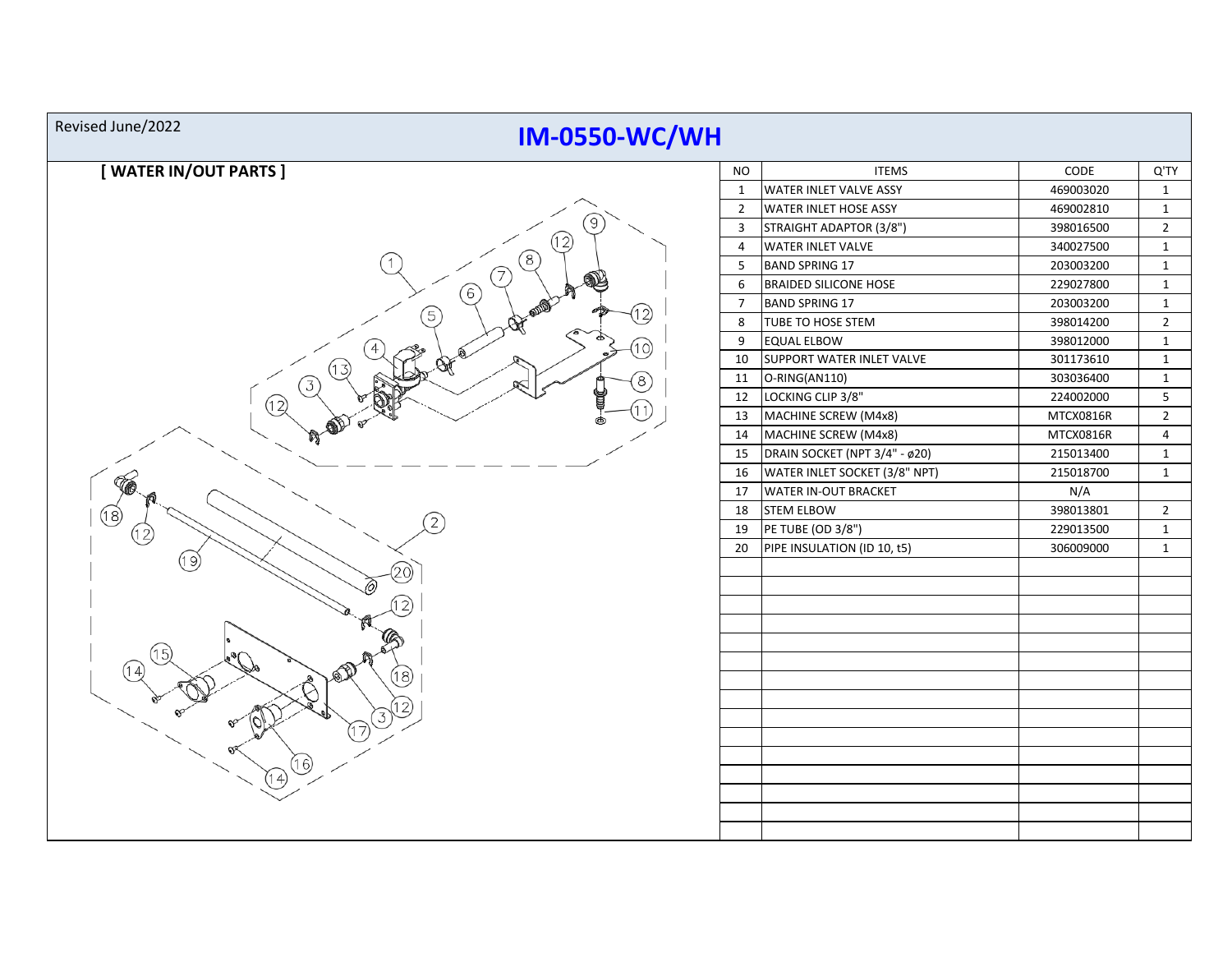Revised June/2022

# IM-0550-WC/WH

## [ WATER IN/OUT PARTS ]

| NO | ITEMS | CODE | Q'TY |
|---|---|---|---|
| 1 | WATER INLET VALVE ASSY | 469003020 | 1 |
| 2 | WATER INLET HOSE ASSY | 469002810 | 1 |
| 3 | STRAIGHT ADAPTOR (3/8") | 398016500 | 2 |
| 4 | WATER INLET VALVE | 340027500 | 1 |
| 5 | BAND SPRING 17 | 203003200 | 1 |
| 6 | BRAIDED SILICONE HOSE | 229027800 | 1 |
| 7 | BAND SPRING 17 | 203003200 | 1 |
| 8 | TUBE TO HOSE STEM | 398014200 | 2 |
| 9 | EQUAL ELBOW | 398012000 | 1 |
| 10 | SUPPORT WATER INLET VALVE | 301173610 | 1 |
| 11 | O-RING(AN110) | 303036400 | 1 |
| 12 | LOCKING CLIP 3/8" | 224002000 | 5 |
| 13 | MACHINE SCREW (M4x8) | MTCX0816R | 2 |
| 14 | MACHINE SCREW (M4x8) | MTCX0816R | 4 |
| 15 | DRAIN SOCKET (NPT 3/4" - ø20) | 215013400 | 1 |
| 16 | WATER INLET SOCKET (3/8" NPT) | 215018700 | 1 |
| 17 | WATER IN-OUT BRACKET | N/A | |
| 18 | STEM ELBOW | 398013801 | 2 |
| 19 | PE TUBE (OD 3/8") | 229013500 | 1 |
| 20 | PIPE INSULATION (ID 10, t5) | 306009000 | 1 |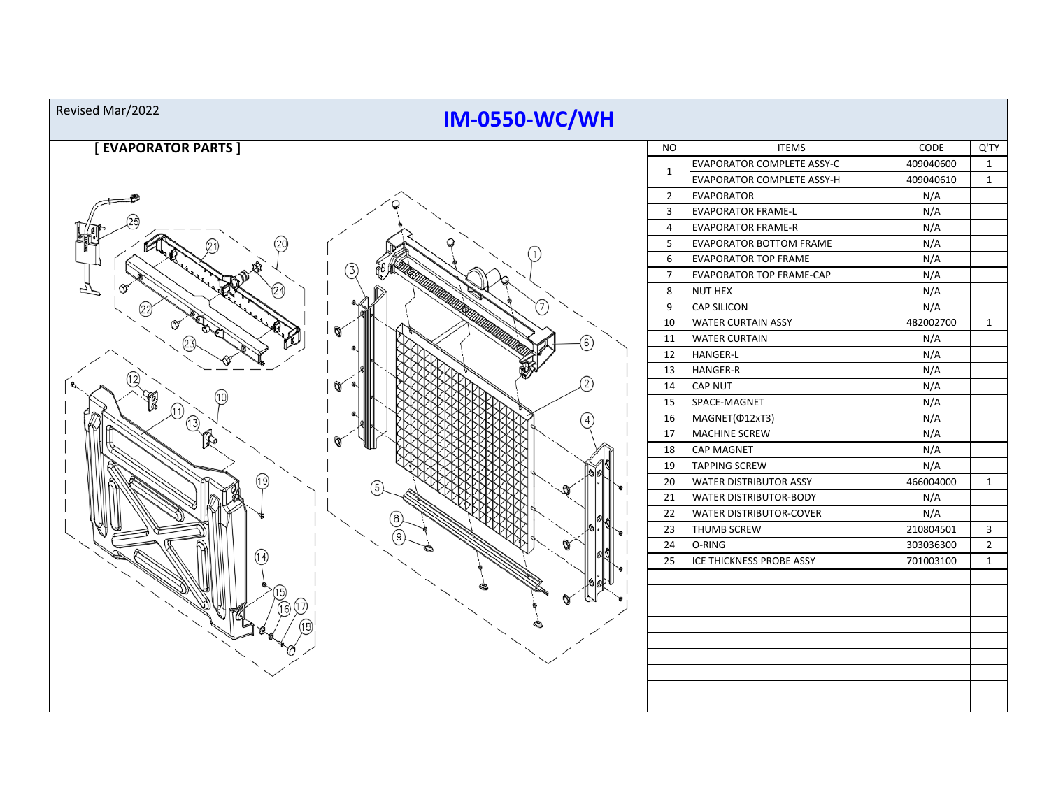Revised Mar/2022

# IM-0550-WC/WH

## [ EVAPORATOR PARTS ]

| NO | ITEMS | CODE | Q'TY |
|---|---|---|---|
| 1 | EVAPORATOR COMPLETE ASSY-C | 409040600 | 1 |
| | EVAPORATOR COMPLETE ASSY-H | 409040610 | 1 |
| 2 | EVAPORATOR | N/A | |
| 3 | EVAPORATOR FRAME-L | N/A | |
| 4 | EVAPORATOR FRAME-R | N/A | |
| 5 | EVAPORATOR BOTTOM FRAME | N/A | |
| 6 | EVAPORATOR TOP FRAME | N/A | |
| 7 | EVAPORATOR TOP FRAME-CAP | N/A | |
| 8 | NUT HEX | N/A | |
| 9 | CAP SILICON | N/A | |
| 10 | WATER CURTAIN ASSY | 482002700 | 1 |
| 11 | WATER CURTAIN | N/A | |
| 12 | HANGER-L | N/A | |
| 13 | HANGER-R | N/A | |
| 14 | CAP NUT | N/A | |
| 15 | SPACE-MAGNET | N/A | |
| 16 | MAGNET(Φ12xT3) | N/A | |
| 17 | MACHINE SCREW | N/A | |
| 18 | CAP MAGNET | N/A | |
| 19 | TAPPING SCREW | N/A | |
| 20 | WATER DISTRIBUTOR ASSY | 466004000 | 1 |
| 21 | WATER DISTRIBUTOR-BODY | N/A | |
| 22 | WATER DISTRIBUTOR-COVER | N/A | |
| 23 | THUMB SCREW | 210804501 | 3 |
| 24 | O-RING | 303036300 | 2 |
| 25 | ICE THICKNESS PROBE ASSY | 701003100 | 1 |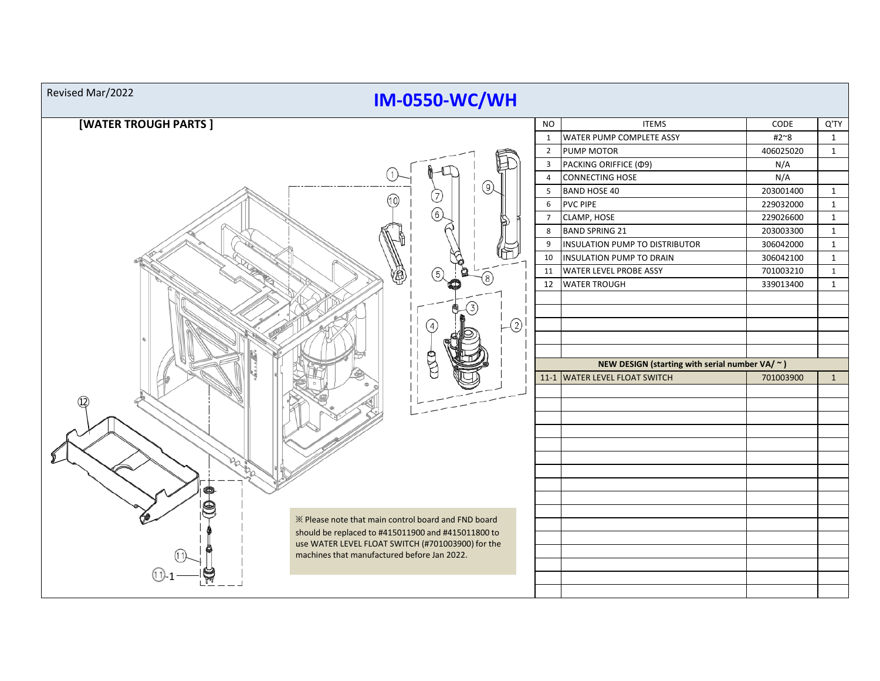Revised Mar/2022

# IM-0550-WC/WH

## [WATER TROUGH PARTS ]

| NO | ITEMS | CODE | Q'TY |
|---|---|---|---|
| 1 | WATER PUMP COMPLETE ASSY | #2~8 | 1 |
| 2 | PUMP MOTOR | 406025020 | 1 |
| 3 | PACKING ORIFFICE (Φ9) | N/A | |
| 4 | CONNECTING HOSE | N/A | |
| 5 | BAND HOSE 40 | 203001400 | 1 |
| 6 | PVC PIPE | 229032000 | 1 |
| 7 | CLAMP, HOSE | 229026600 | 1 |
| 8 | BAND SPRING 21 | 203003300 | 1 |
| 9 | INSULATION PUMP TO DISTRIBUTOR | 306042000 | 1 |
| 10 | INSULATION PUMP TO DRAIN | 306042100 | 1 |
| 11 | WATER LEVEL PROBE ASSY | 701003210 | 1 |
| 12 | WATER TROUGH | 339013400 | 1 |
| | **NEW DESIGN (starting with serial number VA/ ~ )** | | |
| 11-1 | WATER LEVEL FLOAT SWITCH | 701003900 | 1 |

※ Please note that main control board and FND board should be replaced to #415011900 and #415011800 to use WATER LEVEL FLOAT SWITCH (#701003900) for the machines that manufactured before Jan 2022.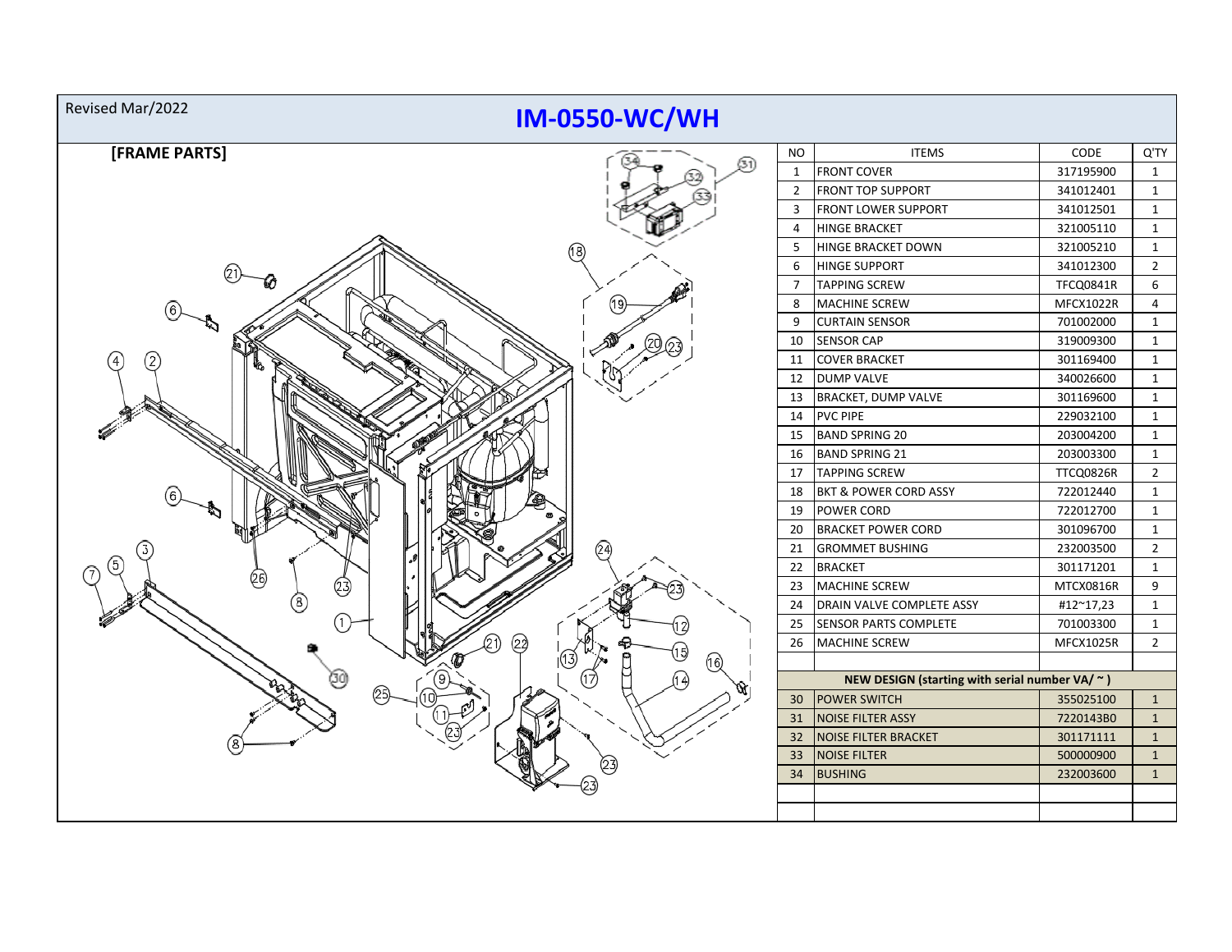Revised Mar/2022

# IM-0550-WC/WH

**[FRAME PARTS]**

| NO | ITEMS | CODE | Q'TY |
|---|---|---|---|
| 1 | FRONT COVER | 317195900 | 1 |
| 2 | FRONT TOP SUPPORT | 341012401 | 1 |
| 3 | FRONT LOWER SUPPORT | 341012501 | 1 |
| 4 | HINGE BRACKET | 321005110 | 1 |
| 5 | HINGE BRACKET DOWN | 321005210 | 1 |
| 6 | HINGE SUPPORT | 341012300 | 2 |
| 7 | TAPPING SCREW | TFCQ0841R | 6 |
| 8 | MACHINE SCREW | MFCX1022R | 4 |
| 9 | CURTAIN SENSOR | 701002000 | 1 |
| 10 | SENSOR CAP | 319009300 | 1 |
| 11 | COVER BRACKET | 301169400 | 1 |
| 12 | DUMP VALVE | 340026600 | 1 |
| 13 | BRACKET, DUMP VALVE | 301169600 | 1 |
| 14 | PVC PIPE | 229032100 | 1 |
| 15 | BAND SPRING 20 | 203004200 | 1 |
| 16 | BAND SPRING 21 | 203003300 | 1 |
| 17 | TAPPING SCREW | TTCQ0826R | 2 |
| 18 | BKT & POWER CORD ASSY | 722012440 | 1 |
| 19 | POWER CORD | 722012700 | 1 |
| 20 | BRACKET POWER CORD | 301096700 | 1 |
| 21 | GROMMET BUSHING | 232003500 | 2 |
| 22 | BRACKET | 301171201 | 1 |
| 23 | MACHINE SCREW | MTCX0816R | 9 |
| 24 | DRAIN VALVE COMPLETE ASSY | #12~17,23 | 1 |
| 25 | SENSOR PARTS COMPLETE | 701003300 | 1 |
| 26 | MACHINE SCREW | MFCX1025R | 2 |
| | | | |
| | **NEW DESIGN (starting with serial number VA/ ~ )** | | |
| 30 | POWER SWITCH | 355025100 | 1 |
| 31 | NOISE FILTER ASSY | 7220143B0 | 1 |
| 32 | NOISE FILTER BRACKET | 301171111 | 1 |
| 33 | NOISE FILTER | 500000900 | 1 |
| 34 | BUSHING | 232003600 | 1 |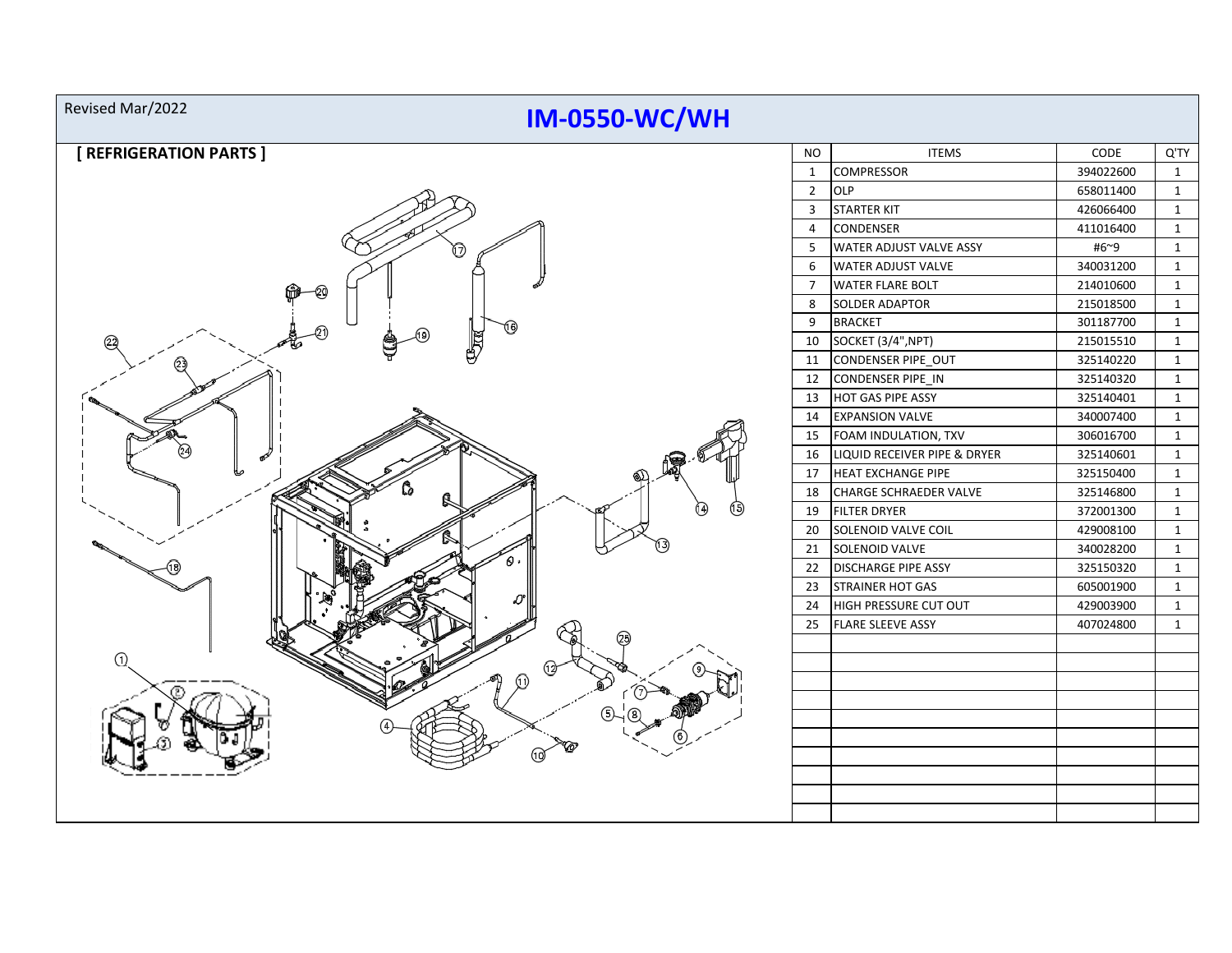Revised Mar/2022

# IM-0550-WC/WH

## [ REFRIGERATION PARTS ]

| NO | ITEMS | CODE | Q'TY |
|---|---|---|---|
| 1 | COMPRESSOR | 394022600 | 1 |
| 2 | OLP | 658011400 | 1 |
| 3 | STARTER KIT | 426066400 | 1 |
| 4 | CONDENSER | 411016400 | 1 |
| 5 | WATER ADJUST VALVE ASSY | #6~9 | 1 |
| 6 | WATER ADJUST VALVE | 340031200 | 1 |
| 7 | WATER FLARE BOLT | 214010600 | 1 |
| 8 | SOLDER ADAPTOR | 215018500 | 1 |
| 9 | BRACKET | 301187700 | 1 |
| 10 | SOCKET (3/4",NPT) | 215015510 | 1 |
| 11 | CONDENSER PIPE_OUT | 325140220 | 1 |
| 12 | CONDENSER PIPE_IN | 325140320 | 1 |
| 13 | HOT GAS PIPE ASSY | 325140401 | 1 |
| 14 | EXPANSION VALVE | 340007400 | 1 |
| 15 | FOAM INDULATION, TXV | 306016700 | 1 |
| 16 | LIQUID RECEIVER PIPE & DRYER | 325140601 | 1 |
| 17 | HEAT EXCHANGE PIPE | 325150400 | 1 |
| 18 | CHARGE SCHRAEDER VALVE | 325146800 | 1 |
| 19 | FILTER DRYER | 372001300 | 1 |
| 20 | SOLENOID VALVE COIL | 429008100 | 1 |
| 21 | SOLENOID VALVE | 340028200 | 1 |
| 22 | DISCHARGE PIPE ASSY | 325150320 | 1 |
| 23 | STRAINER HOT GAS | 605001900 | 1 |
| 24 | HIGH PRESSURE CUT OUT | 429003900 | 1 |
| 25 | FLARE SLEEVE ASSY | 407024800 | 1 |